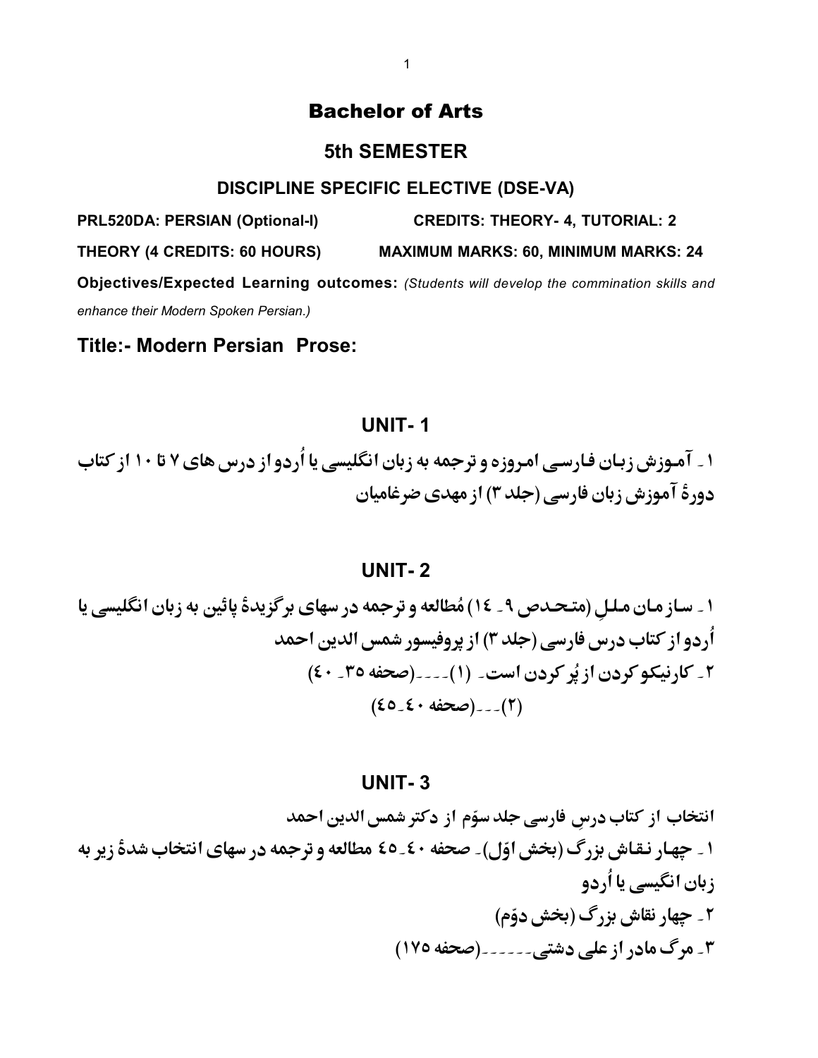# Bachelor of Arts

## 5th SEMESTER

### DISCIPLINE SPECIFIC ELECTIVE (DSE-VA)

**PRL520DA: PERSIAN (Optional-I)** **CREDITS: THEORY- 4, TUTORIAL: 2**

**THEORY (4 CREDITS: 60 HOURS)** **MAXIMUM MARKS: 60, MINIMUM MARKS: 24**

**Objectives/Expected Learning outcomes:** *(Students will develop the commination skills and enhance their Modern Spoken Persian.)*

## Title:- Modern Persian Prose:

### UNIT- 1

**۱۔ آموزش زبان فارسی امروزه و ترجمه به زبان انگلیسی یا اُردو از درس های ۷ تا ۱۰ از کتاب دورهٔ آموزش زبان فارسی (جلد ۳) از مهدی ضرغامیان**

### UNIT- 2

**۱۔ سازمان مللِ (متحدص ۹۔ ۱٤) مُطالعه و ترجمه درسهای برگزیدهٔ پائین به زبان انگلیسی یا اُردو از کتاب درس فارسی (جلد ۳) از پروفیسور شمس الدین احمد**

**۲۔ کارنیکو کردن از پُر کردن است۔ (۱)۔۔۔۔(صحفه ۳۵۔ ٤۰)**

**(۲)۔۔۔۔(صحفه ٤۰۔٤٥)**

### UNIT- 3

**انتخاب از کتاب درسِ فارسی جلد سوّم از دکتر شمس الدین احمد**

**۱۔ چهار نقاش بزرگ (بخش اوّل)۔ صحفه ٤۰۔٤٥ مطالعه و ترجمه درسهای انتخاب شدهٔ زیر به زبان انگیسی یا اُردو**

**۲۔ چهار نقاش بزرگ (بخش دوّم)**

**۳۔ مرگ مادر از علی دشتی۔۔۔۔۔۔(صحفه ۱۷۵)**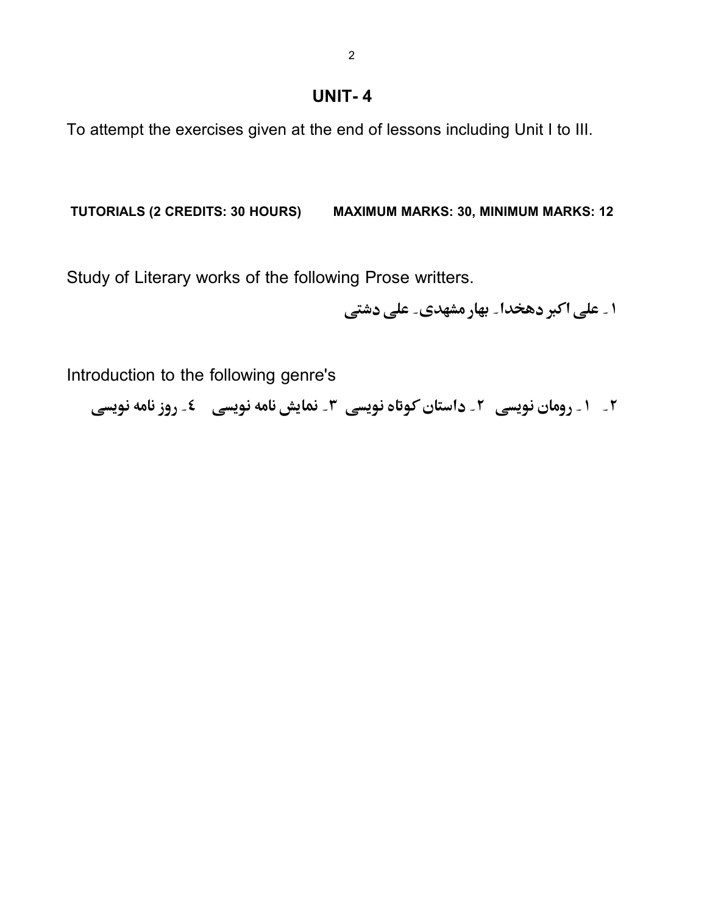## UNIT- 4

To attempt the exercises given at the end of lessons including Unit I to III.

**TUTORIALS (2 CREDITS: 30 HOURS) MAXIMUM MARKS: 30, MINIMUM MARKS: 12**

Study of Literary works of the following Prose writters.

**۱۔ علی اکبر دهخدا۔ بهار مشهدی۔ علی دشتی**

Introduction to the following genre's

**۲۔ ۱۔ رومان نویسی ۲۔ داستان کوتاه نویسی ۳۔ نمایش نامه نویسی ٤۔ روز نامه نویسی**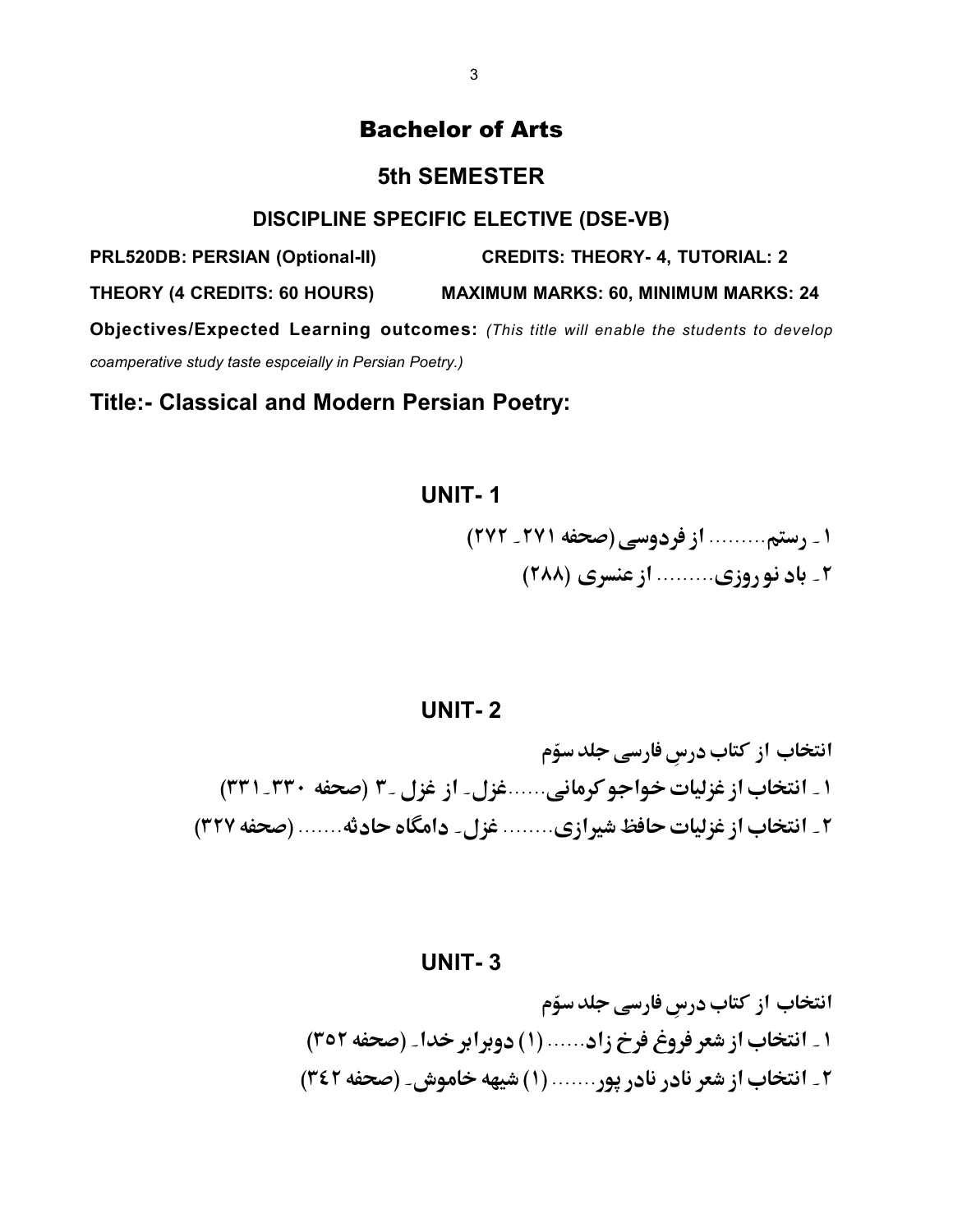# Bachelor of Arts

## 5th SEMESTER

### DISCIPLINE SPECIFIC ELECTIVE (DSE-VB)

**PRL520DB: PERSIAN (Optional-II)** **CREDITS: THEORY- 4, TUTORIAL: 2**

**THEORY (4 CREDITS: 60 HOURS)** **MAXIMUM MARKS: 60, MINIMUM MARKS: 24**

**Objectives/Expected Learning outcomes:** *(This title will enable the students to develop coamperative study taste espceially in Persian Poetry.)*

## Title:- Classical and Modern Persian Poetry:

### UNIT- 1

**۱۔ رستم......... از فردوسی (صحفه ۲۷۱۔ ۲۷۲)**

**۲۔ باد نو روزی......... از عنسری (۲۸۸)**

### UNIT- 2

**انتخاب از کتاب درسِ فارسی جلد سوّم**

**۱۔ انتخاب از غزلیات خواجو کرمانی......غزل۔ از غزل ۔۳ (صحفه ۳۳۰۔۳۳۱)**

**۲۔ انتخاب از غزلیات حافظ شیرازی........ غزل۔ دامگاه حادثه....... (صحفه ۳۲۷)**

### UNIT- 3

**انتخاب از کتاب درسِ فارسی جلد سوّم**

**۱۔ انتخاب از شعر فروغ فرخ زاد...... (۱) دوبرابر خدا۔ (صحفه ۳۵۲)**

**۲۔ انتخاب از شعر نادر نادر پور....... (۱) شیهه خاموش۔ (صحفه ۳۴۲)**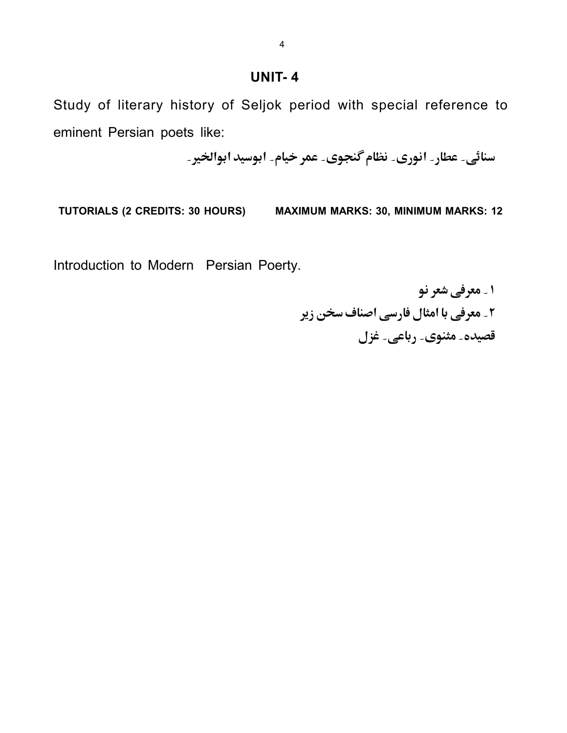## UNIT- 4

Study of literary history of Seljok period with special reference to eminent Persian poets like:

سنائی۔ عطار۔ انوری۔ نظام گنجوی۔ عمر خیام۔ ابوسید ابوالخیر۔

**TUTORIALS (2 CREDITS: 30 HOURS) MAXIMUM MARKS: 30, MINIMUM MARKS: 12**

Introduction to Modern Persian Poerty.

۱۔ معرفی شعر نو

۲۔ معرفی با امثال فارسی اصناف سخن زیر

قصیده۔ مثنوی۔ رباعی۔ غزل